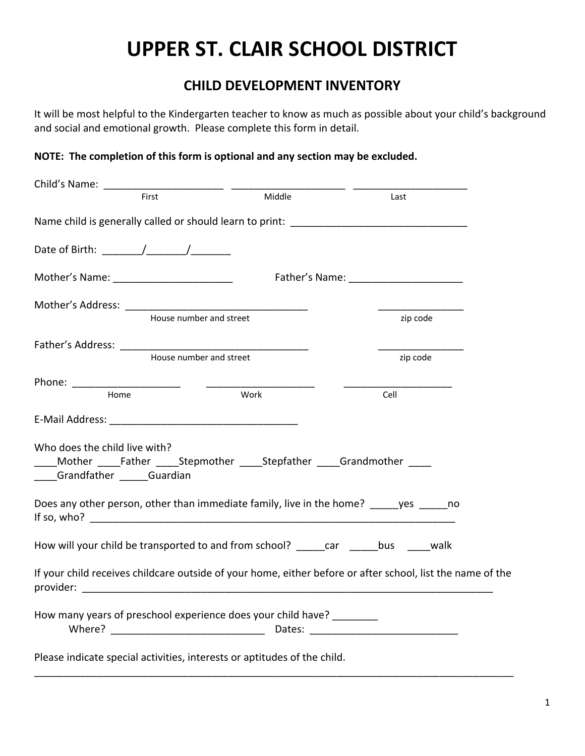# UPPER ST. CLAIR SCHOOL DISTRICT

## CHILD DEVELOPMENT INVENTORY

It will be most helpful to the Kindergarten teacher to know as much as possible about your child's background and social and emotional growth. Please complete this form in detail.

**NOTE: The completion of this form is optional and any section may be excluded.**

Child's Name: _____________________ ____________________ ____________________
First Middle Last

Name child is generally called or should learn to print: _______________________________

Date of Birth: _______/_______/_______

Mother's Name: _____________________ Father's Name: ____________________

Mother's Address: _________________________________ _______________
House number and street zip code

Father's Address: _________________________________ _______________
House number and street zip code

Phone: ___________________ ___________________ ___________________
Home Work Cell

E-Mail Address: _________________________________

Who does the child live with?
____Mother ____Father ____Stepmother ____Stepfather ____Grandmother ____
____Grandfather _____Guardian

Does any other person, other than immediate family, live in the home? _____yes _____no
If so, who? _________________________________________________________________

How will your child be transported to and from school? _____car _____bus ____walk

If your child receives childcare outside of your home, either before or after school, list the name of the provider: ___________________________________________________________________________

How many years of preschool experience does your child have? ________
Where? ___________________________ Dates: __________________________

Please indicate special activities, interests or aptitudes of the child.
_____________________________________________________________________________________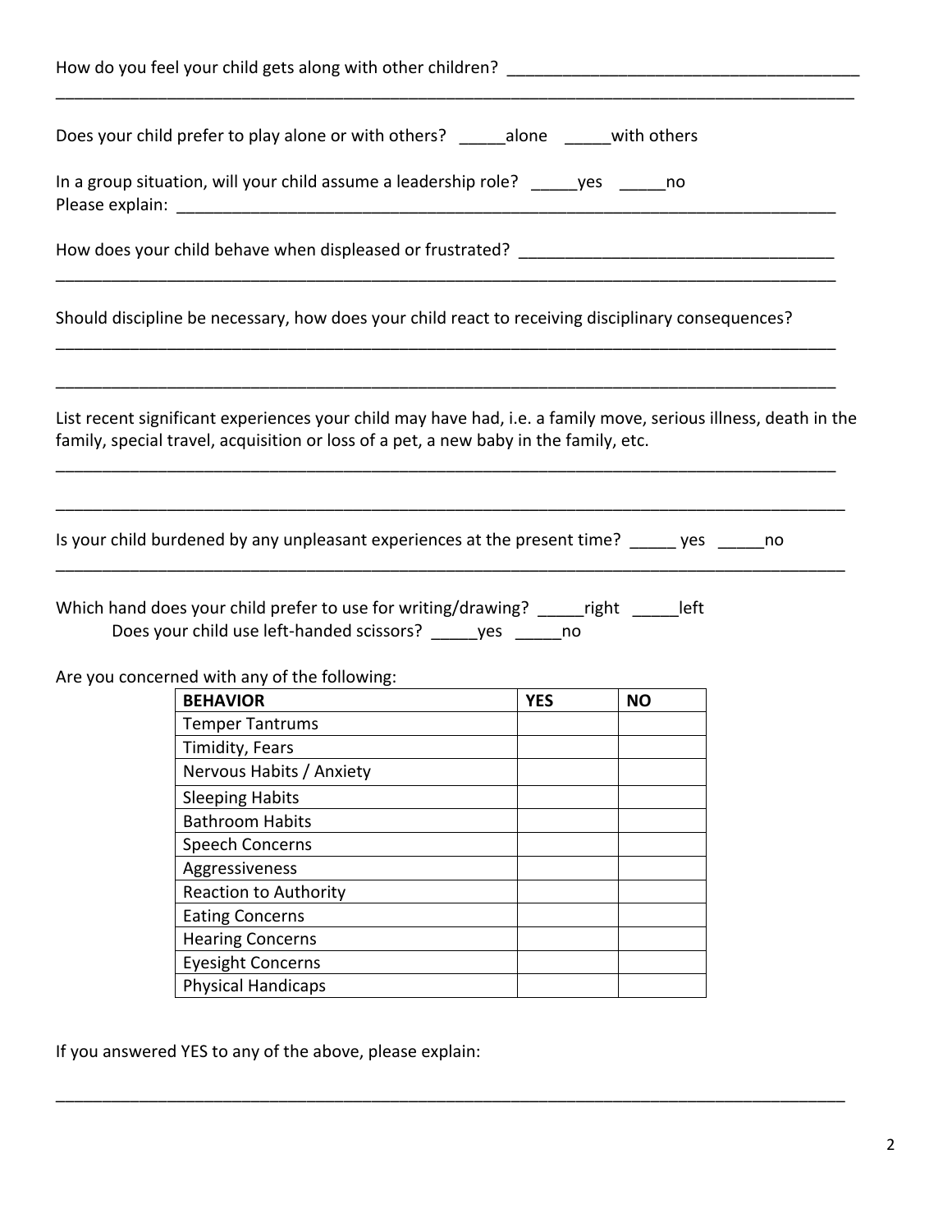How do you feel your child gets along with other children? ______________________________________

_____________________________________________________________________________________

Does your child prefer to play alone or with others? _____alone _____with others

In a group situation, will your child assume a leadership role? _____yes _____no
Please explain: ___________________________________________________________________________

How does your child behave when displeased or frustrated? __________________________________

_____________________________________________________________________________________

Should discipline be necessary, how does your child react to receiving disciplinary consequences?

_____________________________________________________________________________________

_____________________________________________________________________________________

List recent significant experiences your child may have had, i.e. a family move, serious illness, death in the family, special travel, acquisition or loss of a pet, a new baby in the family, etc.

_____________________________________________________________________________________

_____________________________________________________________________________________

Is your child burdened by any unpleasant experiences at the present time? _____ yes _____no

_____________________________________________________________________________________

Which hand does your child prefer to use for writing/drawing? _____right _____left
Does your child use left-handed scissors? _____yes _____no

Are you concerned with any of the following:

| BEHAVIOR | YES | NO |
|---|---|---|
| Temper Tantrums | | |
| Timidity, Fears | | |
| Nervous Habits / Anxiety | | |
| Sleeping Habits | | |
| Bathroom Habits | | |
| Speech Concerns | | |
| Aggressiveness | | |
| Reaction to Authority | | |
| Eating Concerns | | |
| Hearing Concerns | | |
| Eyesight Concerns | | |
| Physical Handicaps | | |

If you answered YES to any of the above, please explain:

_____________________________________________________________________________________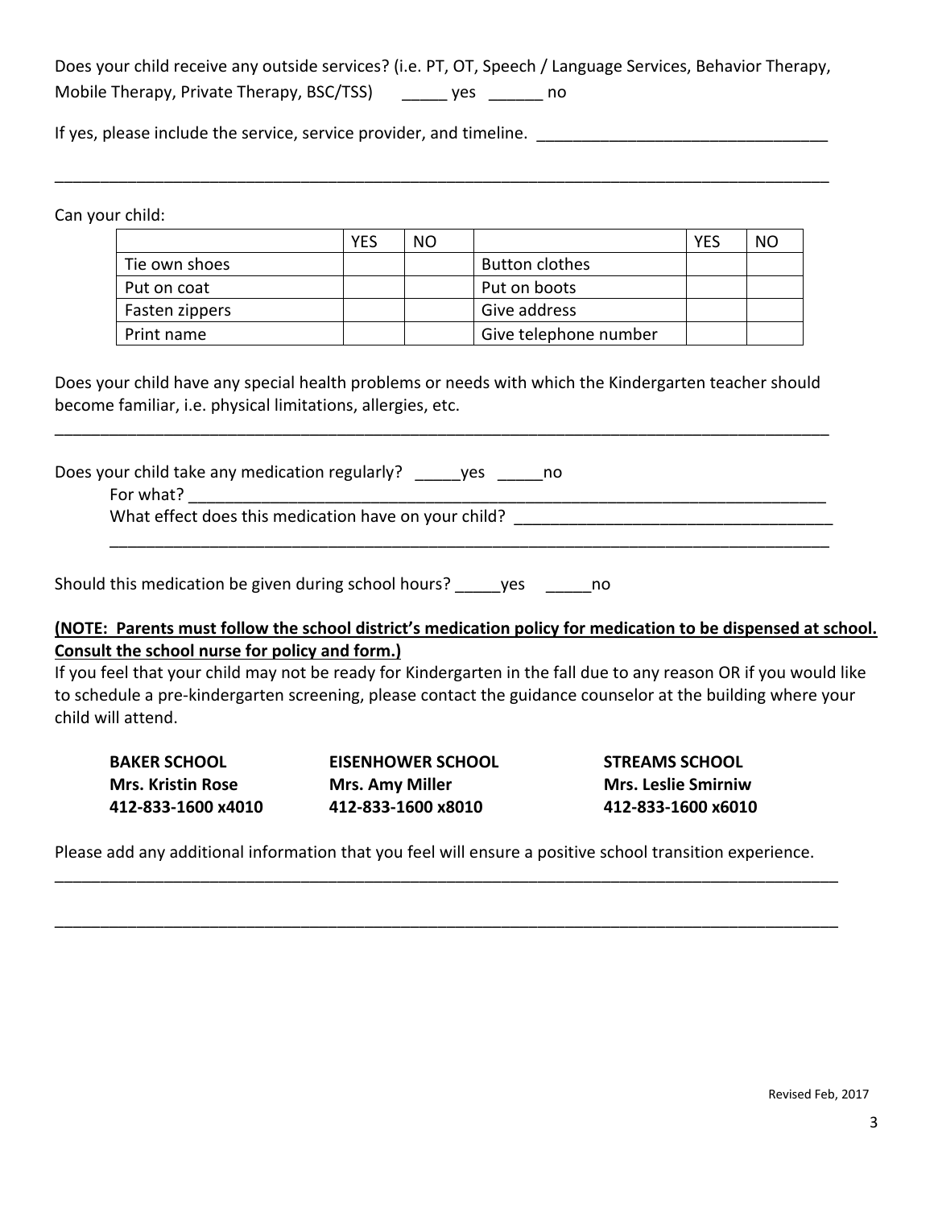Does your child receive any outside services? (i.e. PT, OT, Speech / Language Services, Behavior Therapy, Mobile Therapy, Private Therapy, BSC/TSS) _____ yes ______ no

If yes, please include the service, service provider, and timeline. ________________________________

_____________________________________________________________________________________

Can your child:

| | YES | NO | | YES | NO |
|---|---|---|---|---|---|
| Tie own shoes | | | Button clothes | | |
| Put on coat | | | Put on boots | | |
| Fasten zippers | | | Give address | | |
| Print name | | | Give telephone number | | |

Does your child have any special health problems or needs with which the Kindergarten teacher should become familiar, i.e. physical limitations, allergies, etc.

_____________________________________________________________________________________

Does your child take any medication regularly? _____yes _____no

For what? ___________________________________________________________________________

What effect does this medication have on your child? ___________________________________

_____________________________________________________________________________________

Should this medication be given during school hours? _____yes _____no

**(NOTE: Parents must follow the school district's medication policy for medication to be dispensed at school. Consult the school nurse for policy and form.)**

If you feel that your child may not be ready for Kindergarten in the fall due to any reason OR if you would like to schedule a pre-kindergarten screening, please contact the guidance counselor at the building where your child will attend.

**BAKER SCHOOL**
**Mrs. Kristin Rose**
**412-833-1600 x4010**

**EISENHOWER SCHOOL**
**Mrs. Amy Miller**
**412-833-1600 x8010**

**STREAMS SCHOOL**
**Mrs. Leslie Smirniw**
**412-833-1600 x6010**

Please add any additional information that you feel will ensure a positive school transition experience.

_____________________________________________________________________________________

_____________________________________________________________________________________

Revised Feb, 2017